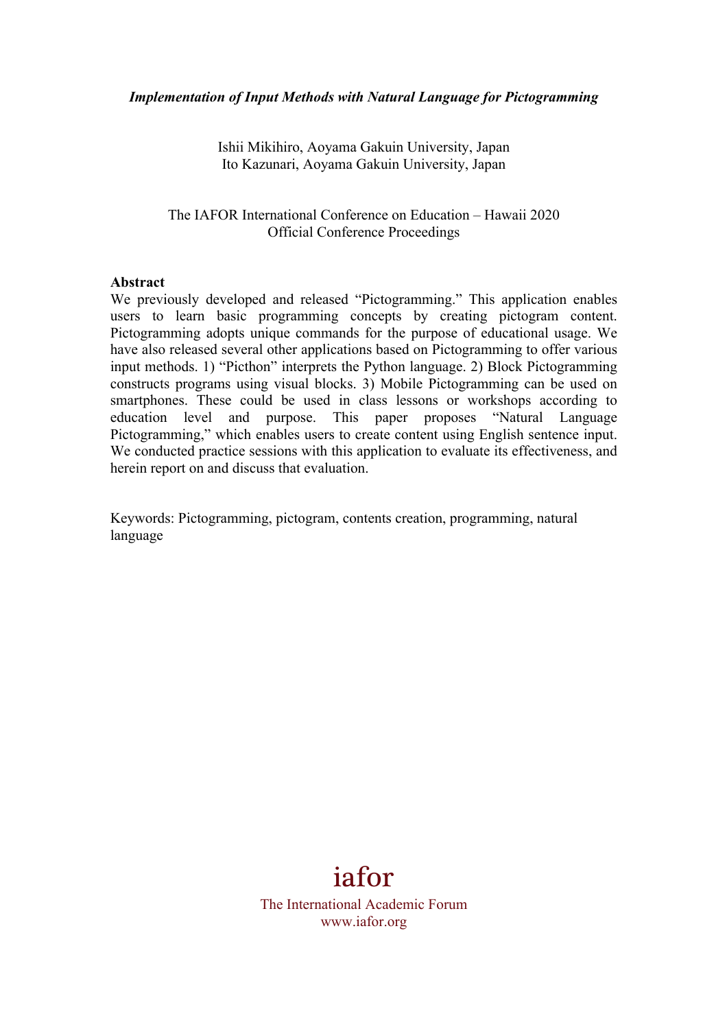*Implementation of Input Methods with Natural Language for Pictogramming*

Ishii Mikihiro, Aoyama Gakuin University, Japan
Ito Kazunari, Aoyama Gakuin University, Japan

The IAFOR International Conference on Education – Hawaii 2020
Official Conference Proceedings

**Abstract**

We previously developed and released "Pictogramming." This application enables users to learn basic programming concepts by creating pictogram content. Pictogramming adopts unique commands for the purpose of educational usage. We have also released several other applications based on Pictogramming to offer various input methods. 1) "Picthon" interprets the Python language. 2) Block Pictogramming constructs programs using visual blocks. 3) Mobile Pictogramming can be used on smartphones. These could be used in class lessons or workshops according to education level and purpose. This paper proposes "Natural Language Pictogramming," which enables users to create content using English sentence input. We conducted practice sessions with this application to evaluate its effectiveness, and herein report on and discuss that evaluation.

Keywords: Pictogramming, pictogram, contents creation, programming, natural language

iafor
The International Academic Forum
www.iafor.org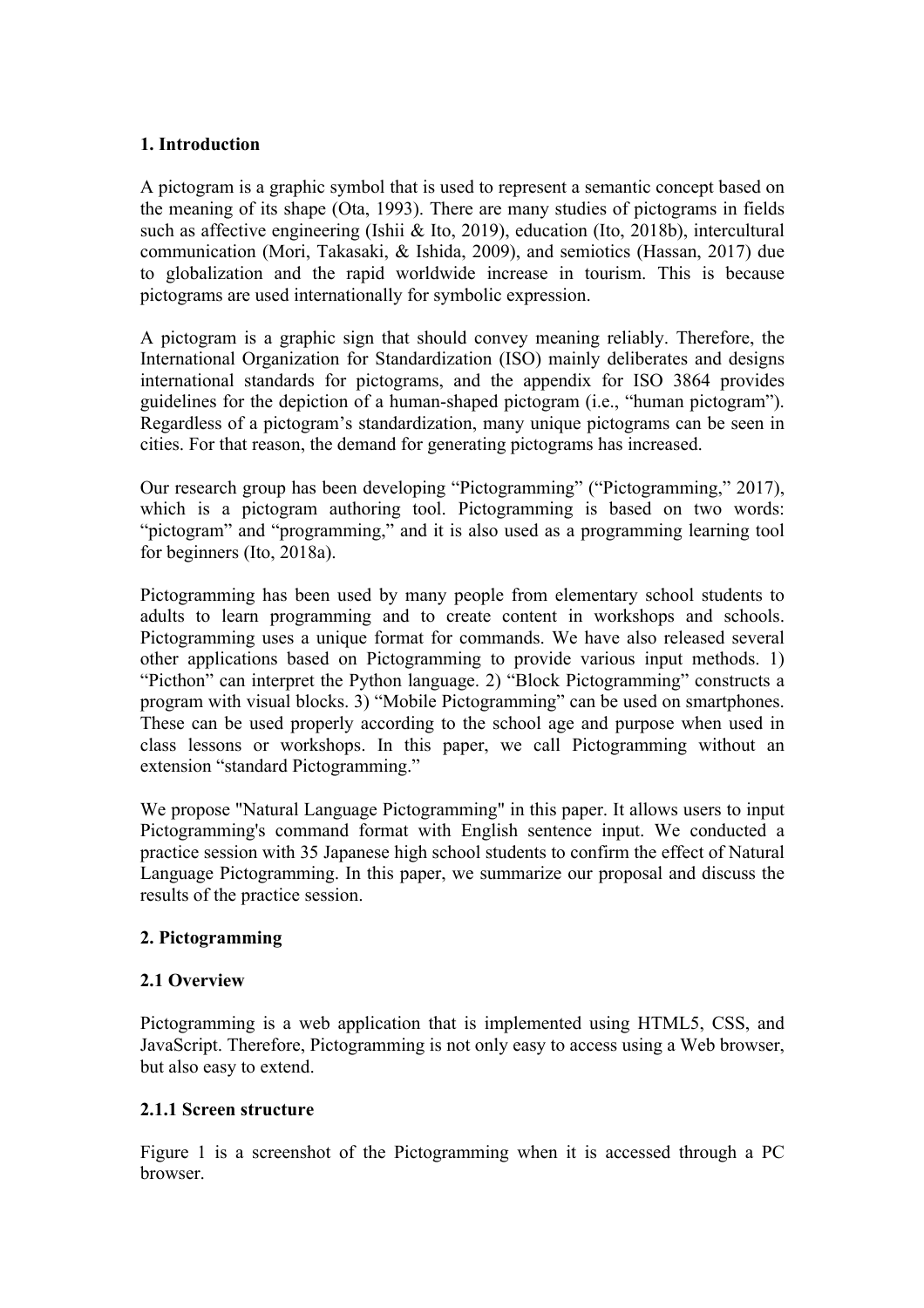## 1. Introduction

A pictogram is a graphic symbol that is used to represent a semantic concept based on the meaning of its shape (Ota, 1993). There are many studies of pictograms in fields such as affective engineering (Ishii & Ito, 2019), education (Ito, 2018b), intercultural communication (Mori, Takasaki, & Ishida, 2009), and semiotics (Hassan, 2017) due to globalization and the rapid worldwide increase in tourism. This is because pictograms are used internationally for symbolic expression.

A pictogram is a graphic sign that should convey meaning reliably. Therefore, the International Organization for Standardization (ISO) mainly deliberates and designs international standards for pictograms, and the appendix for ISO 3864 provides guidelines for the depiction of a human-shaped pictogram (i.e., "human pictogram"). Regardless of a pictogram's standardization, many unique pictograms can be seen in cities. For that reason, the demand for generating pictograms has increased.

Our research group has been developing "Pictogramming" ("Pictogramming," 2017), which is a pictogram authoring tool. Pictogramming is based on two words: "pictogram" and "programming," and it is also used as a programming learning tool for beginners (Ito, 2018a).

Pictogramming has been used by many people from elementary school students to adults to learn programming and to create content in workshops and schools. Pictogramming uses a unique format for commands. We have also released several other applications based on Pictogramming to provide various input methods. 1) "Picthon" can interpret the Python language. 2) "Block Pictogramming" constructs a program with visual blocks. 3) "Mobile Pictogramming" can be used on smartphones. These can be used properly according to the school age and purpose when used in class lessons or workshops. In this paper, we call Pictogramming without an extension "standard Pictogramming."

We propose "Natural Language Pictogramming" in this paper. It allows users to input Pictogramming's command format with English sentence input. We conducted a practice session with 35 Japanese high school students to confirm the effect of Natural Language Pictogramming. In this paper, we summarize our proposal and discuss the results of the practice session.

## 2. Pictogramming

### 2.1 Overview

Pictogramming is a web application that is implemented using HTML5, CSS, and JavaScript. Therefore, Pictogramming is not only easy to access using a Web browser, but also easy to extend.

#### 2.1.1 Screen structure

Figure 1 is a screenshot of the Pictogramming when it is accessed through a PC browser.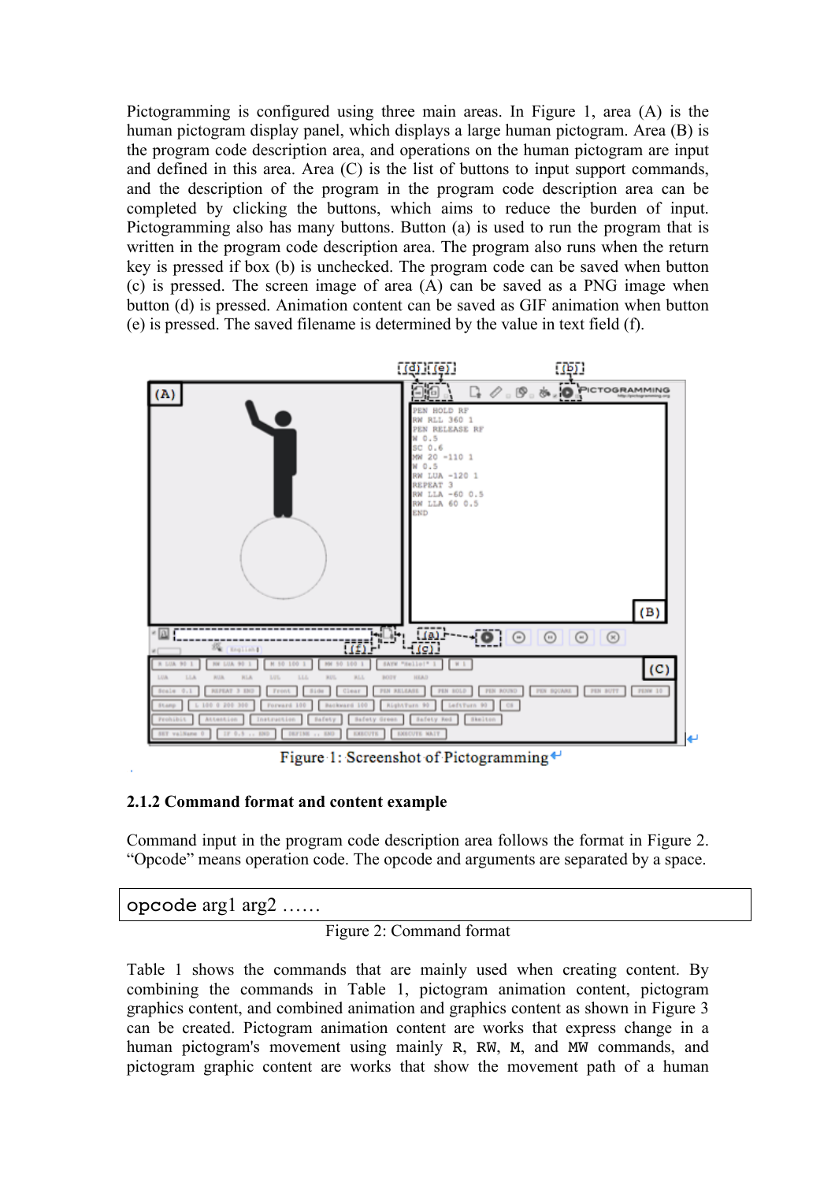Pictogramming is configured using three main areas. In Figure 1, area (A) is the human pictogram display panel, which displays a large human pictogram. Area (B) is the program code description area, and operations on the human pictogram are input and defined in this area. Area (C) is the list of buttons to input support commands, and the description of the program in the program code description area can be completed by clicking the buttons, which aims to reduce the burden of input. Pictogramming also has many buttons. Button (a) is used to run the program that is written in the program code description area. The program also runs when the return key is pressed if box (b) is unchecked. The program code can be saved when button (c) is pressed. The screen image of area (A) can be saved as a PNG image when button (d) is pressed. Animation content can be saved as GIF animation when button (e) is pressed. The saved filename is determined by the value in text field (f).

Figure 1: Screenshot of Pictogramming

### 2.1.2 Command format and content example

Command input in the program code description area follows the format in Figure 2. "Opcode" means operation code. The opcode and arguments are separated by a space.

```
opcode arg1 arg2 ……
```

Figure 2: Command format

Table 1 shows the commands that are mainly used when creating content. By combining the commands in Table 1, pictogram animation content, pictogram graphics content, and combined animation and graphics content as shown in Figure 3 can be created. Pictogram animation content are works that express change in a human pictogram's movement using mainly `R`, `RW`, `M`, and `MW` commands, and pictogram graphic content are works that show the movement path of a human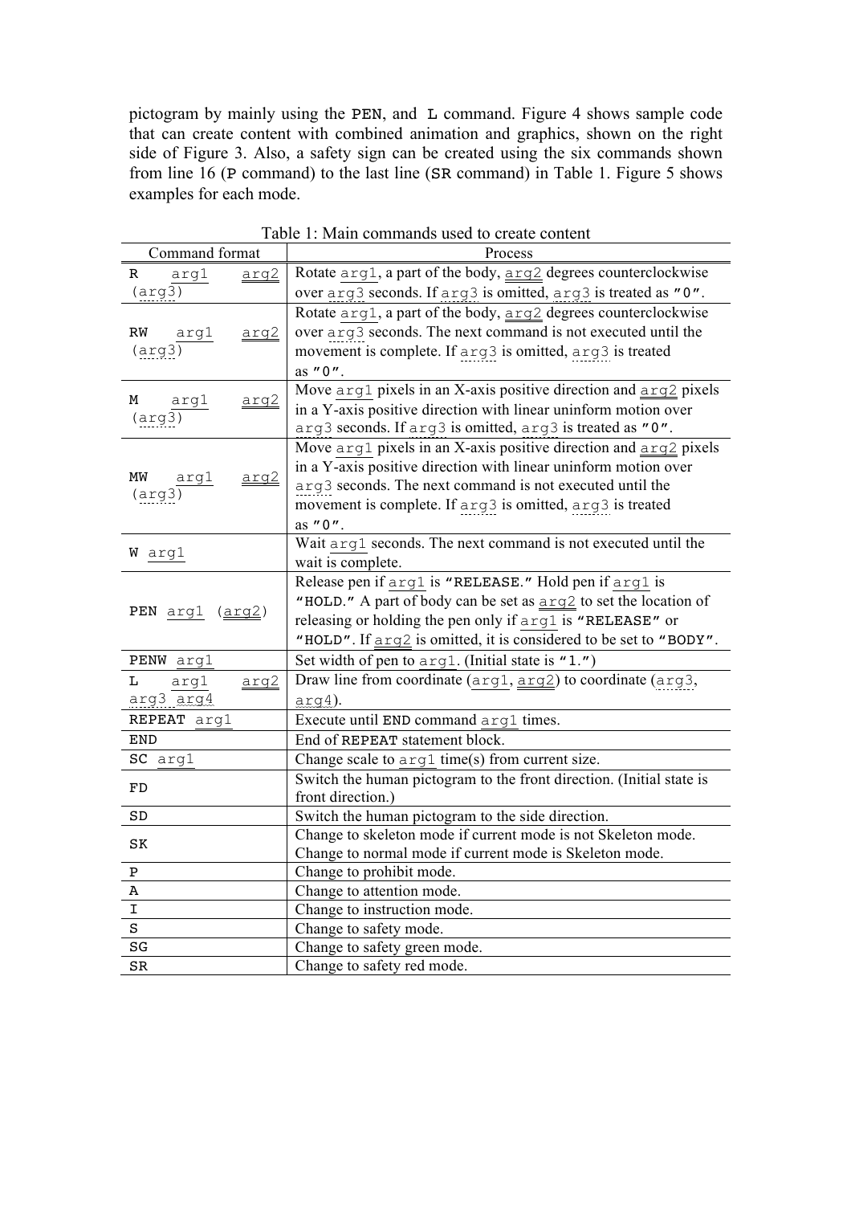pictogram by mainly using the PEN, and L command. Figure 4 shows sample code that can create content with combined animation and graphics, shown on the right side of Figure 3. Also, a safety sign can be created using the six commands shown from line 16 (P command) to the last line (SR command) in Table 1. Figure 5 shows examples for each mode.

Table 1: Main commands used to create content

| Command format | Process |
|---|---|
| R arg1 arg2 (arg3) | Rotate arg1, a part of the body, arg2 degrees counterclockwise over arg3 seconds. If arg3 is omitted, arg3 is treated as "0". |
| RW arg1 arg2 (arg3) | Rotate arg1, a part of the body, arg2 degrees counterclockwise over arg3 seconds. The next command is not executed until the movement is complete. If arg3 is omitted, arg3 is treated as "0". |
| M arg1 arg2 (arg3) | Move arg1 pixels in an X-axis positive direction and arg2 pixels in a Y-axis positive direction with linear uninform motion over arg3 seconds. If arg3 is omitted, arg3 is treated as "0". |
| MW arg1 arg2 (arg3) | Move arg1 pixels in an X-axis positive direction and arg2 pixels in a Y-axis positive direction with linear uninform motion over arg3 seconds. The next command is not executed until the movement is complete. If arg3 is omitted, arg3 is treated as "0". |
| W arg1 | Wait arg1 seconds. The next command is not executed until the wait is complete. |
| PEN arg1 (arg2) | Release pen if arg1 is "RELEASE." Hold pen if arg1 is "HOLD." A part of body can be set as arg2 to set the location of releasing or holding the pen only if arg1 is "RELEASE" or "HOLD". If arg2 is omitted, it is considered to be set to "BODY". |
| PENW arg1 | Set width of pen to arg1. (Initial state is "1.") |
| L arg1 arg2 arg3 arg4 | Draw line from coordinate (arg1, arg2) to coordinate (arg3, arg4). |
| REPEAT arg1 | Execute until END command arg1 times. |
| END | End of REPEAT statement block. |
| SC arg1 | Change scale to arg1 time(s) from current size. |
| FD | Switch the human pictogram to the front direction. (Initial state is front direction.) |
| SD | Switch the human pictogram to the side direction. |
| SK | Change to skeleton mode if current mode is not Skeleton mode. Change to normal mode if current mode is Skeleton mode. |
| P | Change to prohibit mode. |
| A | Change to attention mode. |
| I | Change to instruction mode. |
| S | Change to safety mode. |
| SG | Change to safety green mode. |
| SR | Change to safety red mode. |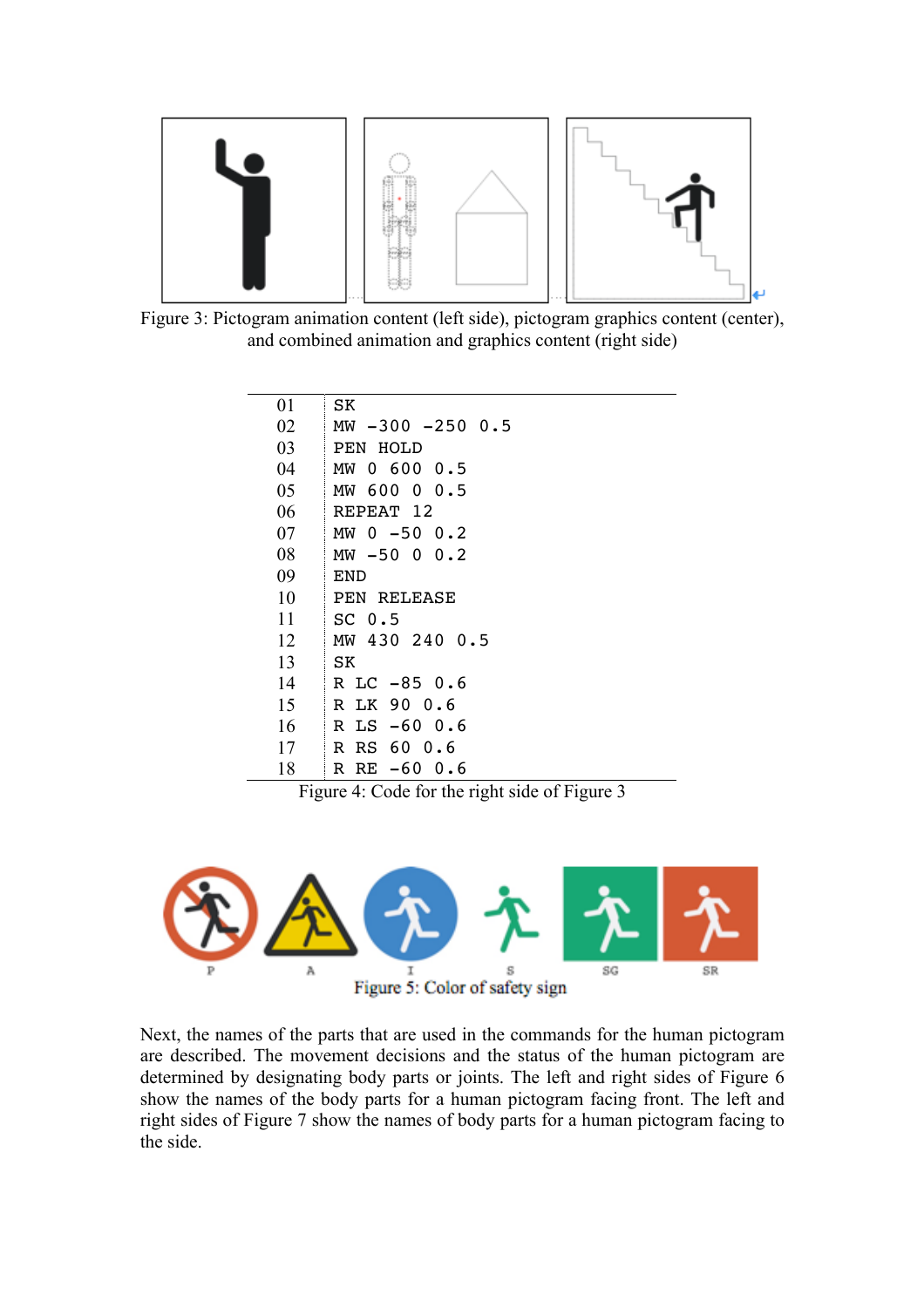Figure 3: Pictogram animation content (left side), pictogram graphics content (center), and combined animation and graphics content (right side)

```
01  SK
02  MW -300 -250 0.5
03  PEN HOLD
04  MW 0 600 0.5
05  MW 600 0 0.5
06  REPEAT 12
07  MW 0 -50 0.2
08  MW -50 0 0.2
09  END
10  PEN RELEASE
11  SC 0.5
12  MW 430 240 0.5
13  SK
14  R LC -85 0.6
15  R LK 90 0.6
16  R LS -60 0.6
17  R RS 60 0.6
18  R RE -60 0.6
```

Figure 4: Code for the right side of Figure 3

P A I S SG SR

Figure 5: Color of safety sign

Next, the names of the parts that are used in the commands for the human pictogram are described. The movement decisions and the status of the human pictogram are determined by designating body parts or joints. The left and right sides of Figure 6 show the names of the body parts for a human pictogram facing front. The left and right sides of Figure 7 show the names of body parts for a human pictogram facing to the side.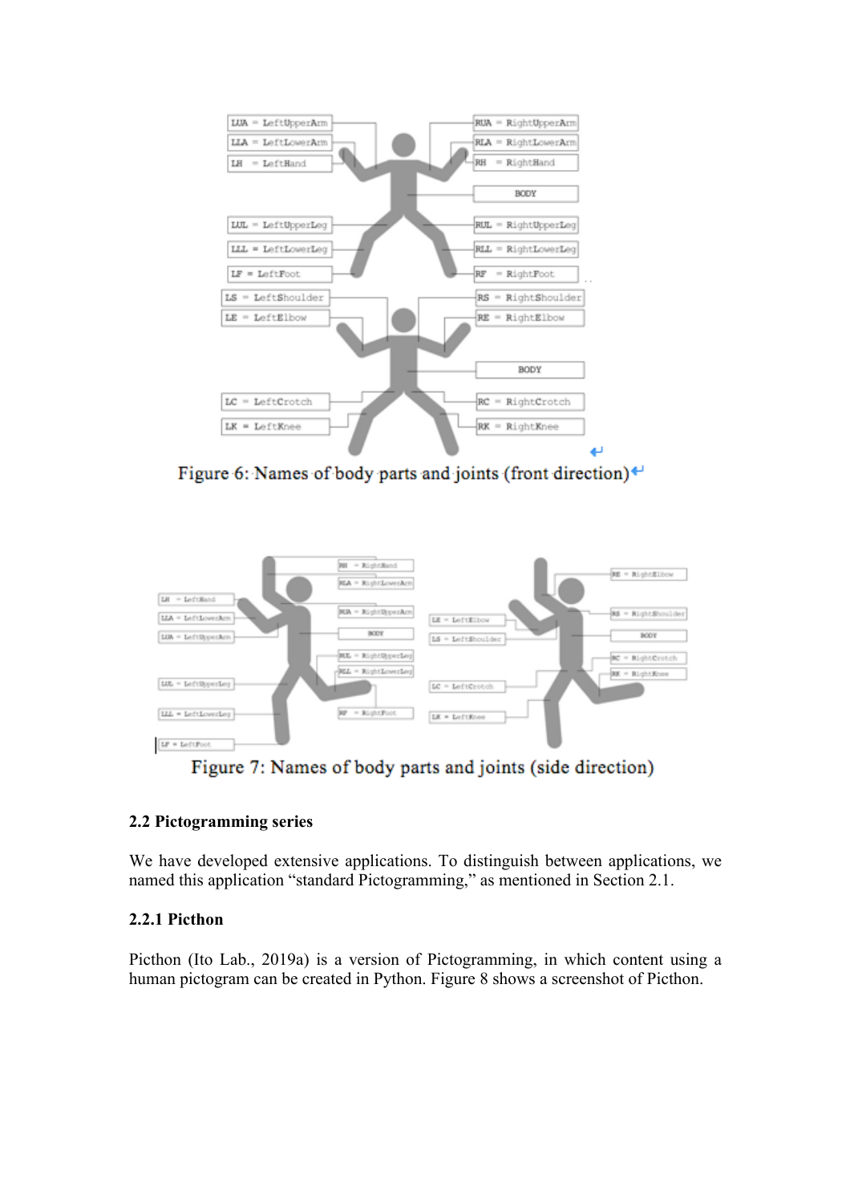Figure 6: Names of body parts and joints (front direction)

Figure 7: Names of body parts and joints (side direction)

### 2.2 Pictogramming series

We have developed extensive applications. To distinguish between applications, we named this application "standard Pictogramming," as mentioned in Section 2.1.

#### 2.2.1 Picthon

Picthon (Ito Lab., 2019a) is a version of Pictogramming, in which content using a human pictogram can be created in Python. Figure 8 shows a screenshot of Picthon.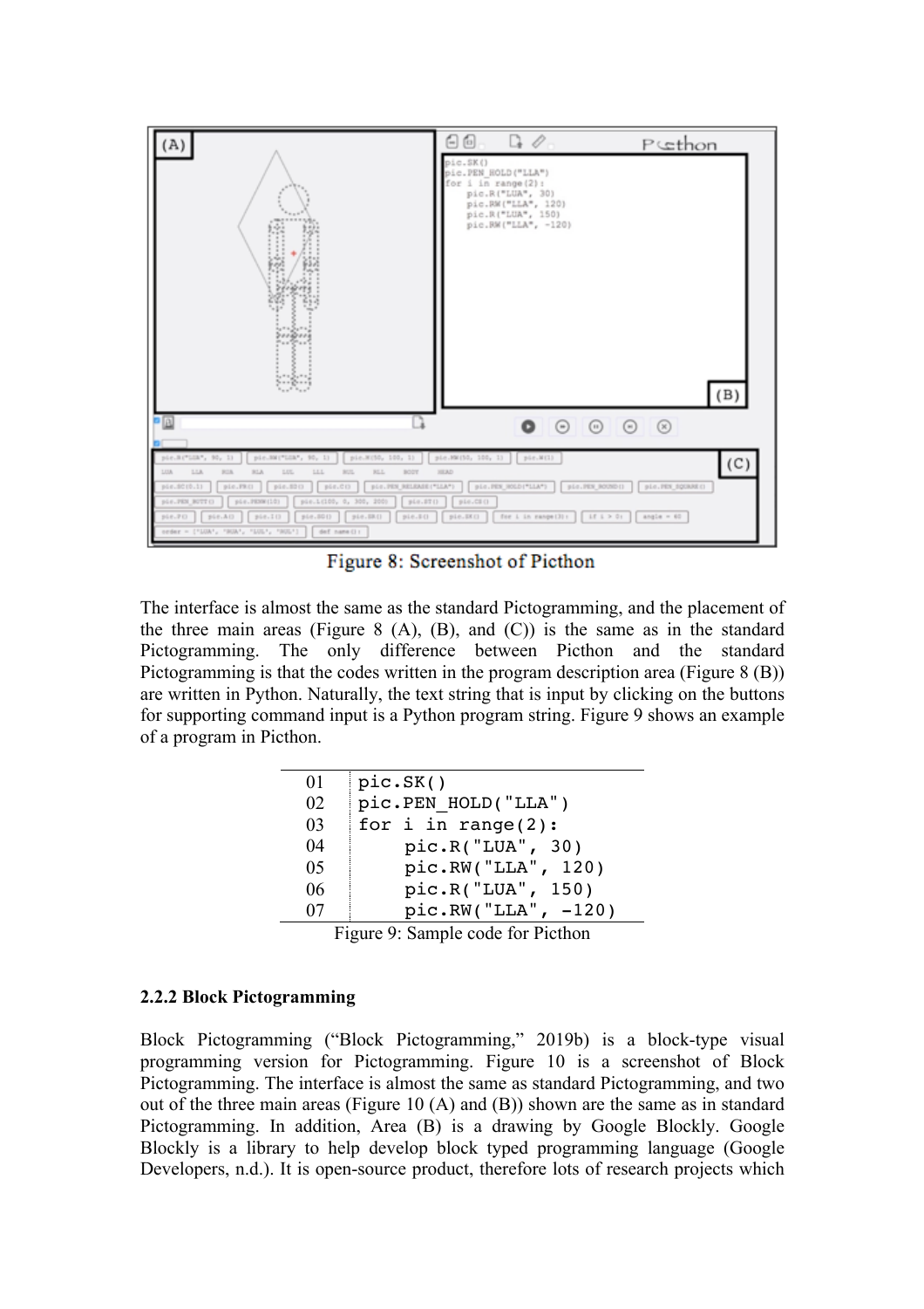Figure 8: Screenshot of Picthon

The interface is almost the same as the standard Pictogramming, and the placement of the three main areas (Figure 8 (A), (B), and (C)) is the same as in the standard Pictogramming. The only difference between Picthon and the standard Pictogramming is that the codes written in the program description area (Figure 8 (B)) are written in Python. Naturally, the text string that is input by clicking on the buttons for supporting command input is a Python program string. Figure 9 shows an example of a program in Picthon.

```
01  pic.SK()
02  pic.PEN_HOLD("LLA")
03  for i in range(2):
04      pic.R("LUA", 30)
05      pic.RW("LLA", 120)
06      pic.R("LUA", 150)
07      pic.RW("LLA", -120)
```

Figure 9: Sample code for Picthon

### 2.2.2 Block Pictogramming

Block Pictogramming ("Block Pictogramming," 2019b) is a block-type visual programming version for Pictogramming. Figure 10 is a screenshot of Block Pictogramming. The interface is almost the same as standard Pictogramming, and two out of the three main areas (Figure 10 (A) and (B)) shown are the same as in standard Pictogramming. In addition, Area (B) is a drawing by Google Blockly. Google Blockly is a library to help develop block typed programming language (Google Developers, n.d.). It is open-source product, therefore lots of research projects which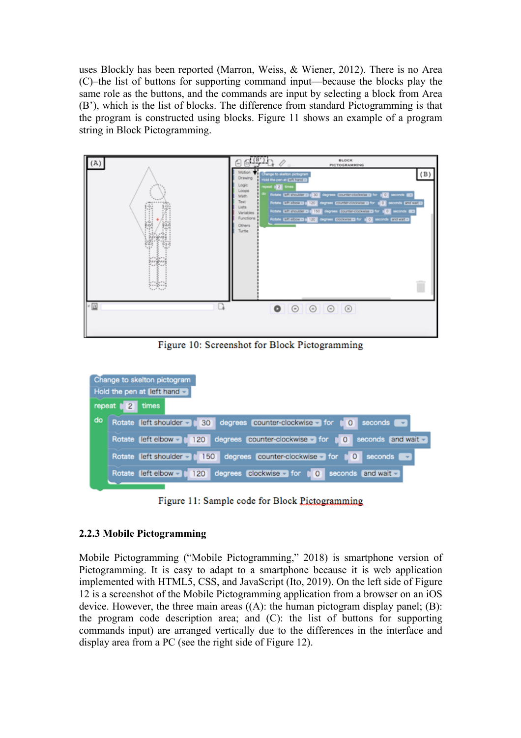uses Blockly has been reported (Marron, Weiss, & Wiener, 2012). There is no Area (C)–the list of buttons for supporting command input—because the blocks play the same role as the buttons, and the commands are input by selecting a block from Area (B'), which is the list of blocks. The difference from standard Pictogramming is that the program is constructed using blocks. Figure 11 shows an example of a program string in Block Pictogramming.

Figure 10: Screenshot for Block Pictogramming

Figure 11: Sample code for Block Pictogramming

### 2.2.3 Mobile Pictogramming

Mobile Pictogramming ("Mobile Pictogramming," 2018) is smartphone version of Pictogramming. It is easy to adapt to a smartphone because it is web application implemented with HTML5, CSS, and JavaScript (Ito, 2019). On the left side of Figure 12 is a screenshot of the Mobile Pictogramming application from a browser on an iOS device. However, the three main areas ((A): the human pictogram display panel; (B): the program code description area; and (C): the list of buttons for supporting commands input) are arranged vertically due to the differences in the interface and display area from a PC (see the right side of Figure 12).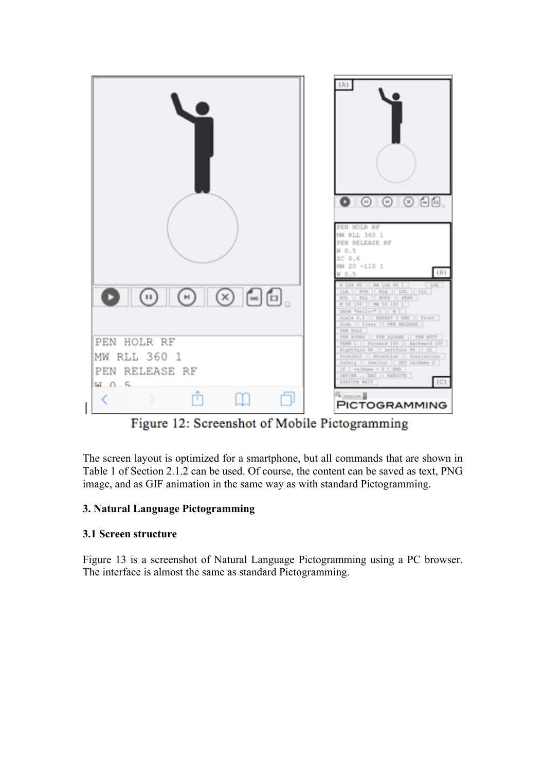Figure 12: Screenshot of Mobile Pictogramming

The screen layout is optimized for a smartphone, but all commands that are shown in Table 1 of Section 2.1.2 can be used. Of course, the content can be saved as text, PNG image, and as GIF animation in the same way as with standard Pictogramming.

## 3. Natural Language Pictogramming

### 3.1 Screen structure

Figure 13 is a screenshot of Natural Language Pictogramming using a PC browser. The interface is almost the same as standard Pictogramming.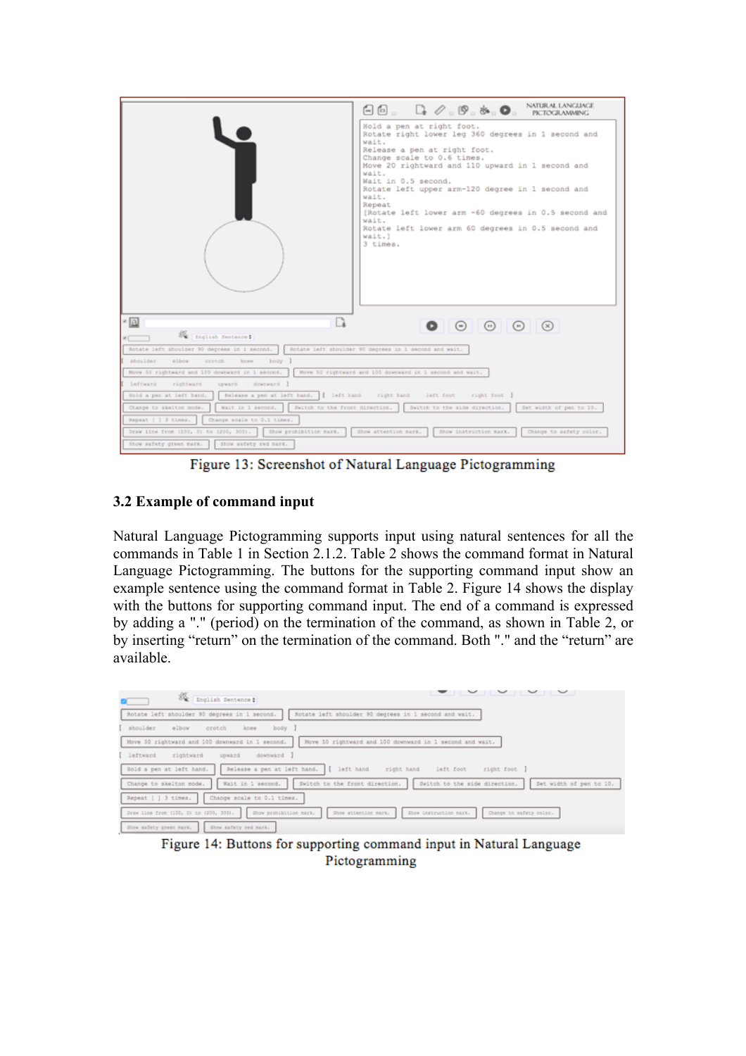Figure 13: Screenshot of Natural Language Pictogramming

### 3.2 Example of command input

Natural Language Pictogramming supports input using natural sentences for all the commands in Table 1 in Section 2.1.2. Table 2 shows the command format in Natural Language Pictogramming. The buttons for the supporting command input show an example sentence using the command format in Table 2. Figure 14 shows the display with the buttons for supporting command input. The end of a command is expressed by adding a "." (period) on the termination of the command, as shown in Table 2, or by inserting "return" on the termination of the command. Both "." and the "return" are available.

Figure 14: Buttons for supporting command input in Natural Language Pictogramming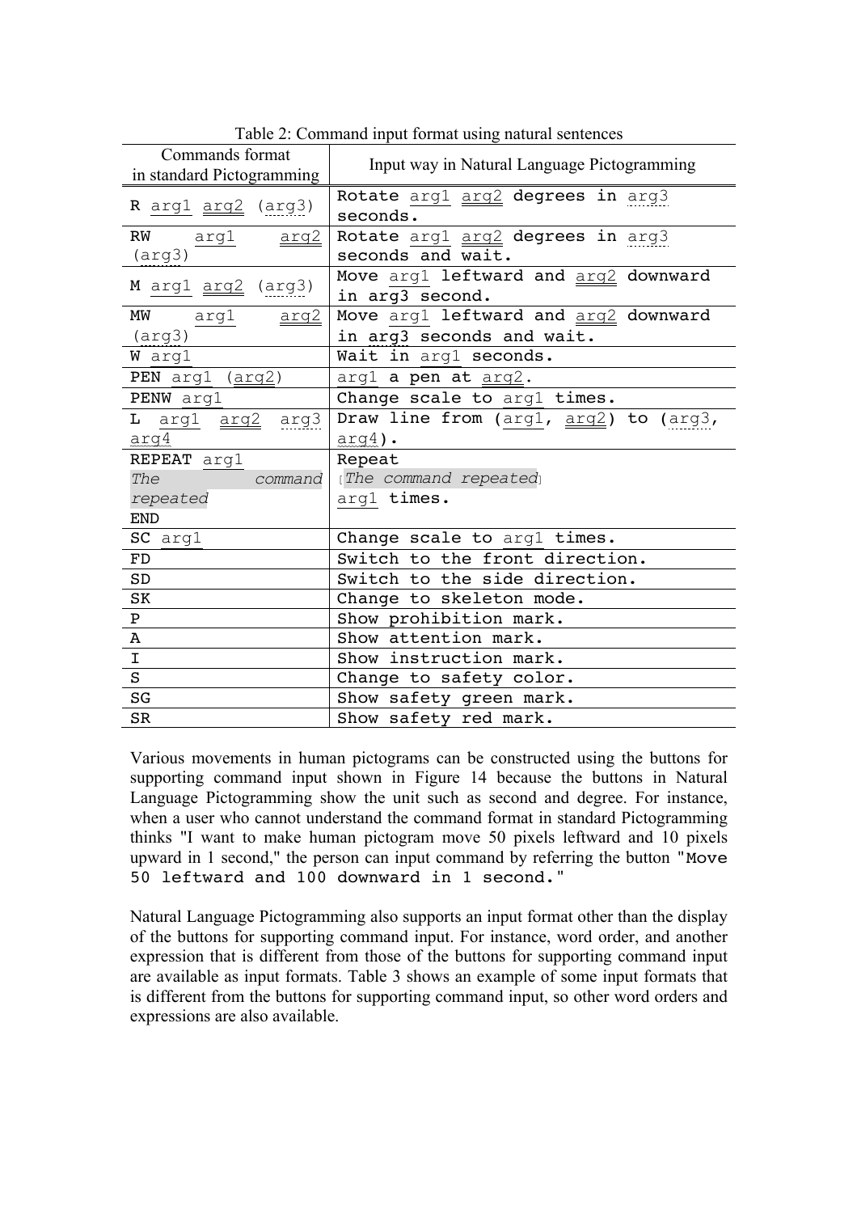Table 2: Command input format using natural sentences

| Commands format in standard Pictogramming | Input way in Natural Language Pictogramming |
|---|---|
| `R arg1 arg2 (arg3)` | `Rotate arg1 arg2 degrees in arg3 seconds.` |
| `RW arg1 arg2 (arg3)` | `Rotate arg1 arg2 degrees in arg3 seconds and wait.` |
| `M arg1 arg2 (arg3)` | `Move arg1 leftward and arg2 downward in arg3 second.` |
| `MW arg1 arg2 (arg3)` | `Move arg1 leftward and arg2 downward in arg3 seconds and wait.` |
| `W arg1` | `Wait in arg1 seconds.` |
| `PEN arg1 (arg2)` | `arg1 a pen at arg2.` |
| `PENW arg1` | `Change scale to arg1 times.` |
| `L arg1 arg2 arg3 arg4` | `Draw line from (arg1, arg2) to (arg3, arg4).` |
| `REPEAT arg1` *The command repeated* `END` | `Repeat` [*The command repeated*] `arg1 times.` |
| `SC arg1` | `Change scale to arg1 times.` |
| `FD` | `Switch to the front direction.` |
| `SD` | `Switch to the side direction.` |
| `SK` | `Change to skeleton mode.` |
| `P` | `Show prohibition mark.` |
| `A` | `Show attention mark.` |
| `I` | `Show instruction mark.` |
| `S` | `Change to safety color.` |
| `SG` | `Show safety green mark.` |
| `SR` | `Show safety red mark.` |

Various movements in human pictograms can be constructed using the buttons for supporting command input shown in Figure 14 because the buttons in Natural Language Pictogramming show the unit such as second and degree. For instance, when a user who cannot understand the command format in standard Pictogramming thinks "I want to make human pictogram move 50 pixels leftward and 10 pixels upward in 1 second," the person can input command by referring the button "`Move 50 leftward and 100 downward in 1 second.`"

Natural Language Pictogramming also supports an input format other than the display of the buttons for supporting command input. For instance, word order, and another expression that is different from those of the buttons for supporting command input are available as input formats. Table 3 shows an example of some input formats that is different from the buttons for supporting command input, so other word orders and expressions are also available.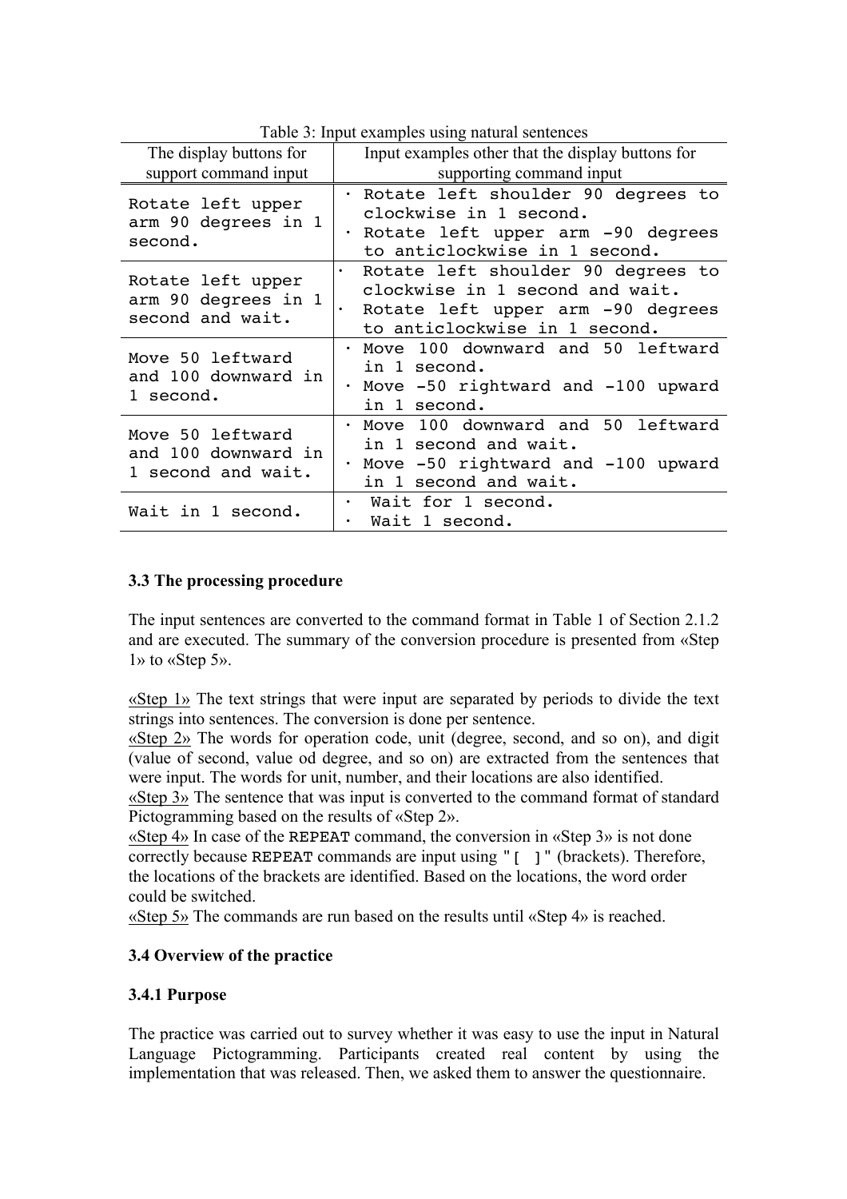Table 3: Input examples using natural sentences

| The display buttons for support command input | Input examples other that the display buttons for supporting command input |
|---|---|
| Rotate left upper arm 90 degrees in 1 second. | · Rotate left shoulder 90 degrees to clockwise in 1 second.<br>· Rotate left upper arm -90 degrees to anticlockwise in 1 second. |
| Rotate left upper arm 90 degrees in 1 second and wait. | · Rotate left shoulder 90 degrees to clockwise in 1 second and wait.<br>· Rotate left upper arm -90 degrees to anticlockwise in 1 second. |
| Move 50 leftward and 100 downward in 1 second. | · Move 100 downward and 50 leftward in 1 second.<br>· Move -50 rightward and -100 upward in 1 second. |
| Move 50 leftward and 100 downward in 1 second and wait. | · Move 100 downward and 50 leftward in 1 second and wait.<br>· Move -50 rightward and -100 upward in 1 second and wait. |
| Wait in 1 second. | · Wait for 1 second.<br>· Wait 1 second. |

### 3.3 The processing procedure

The input sentences are converted to the command format in Table 1 of Section 2.1.2 and are executed. The summary of the conversion procedure is presented from «Step 1» to «Step 5».

«Step 1» The text strings that were input are separated by periods to divide the text strings into sentences. The conversion is done per sentence.
«Step 2» The words for operation code, unit (degree, second, and so on), and digit (value of second, value od degree, and so on) are extracted from the sentences that were input. The words for unit, number, and their locations are also identified.
«Step 3» The sentence that was input is converted to the command format of standard Pictogramming based on the results of «Step 2».
«Step 4» In case of the REPEAT command, the conversion in «Step 3» is not done correctly because REPEAT commands are input using "[ ]" (brackets). Therefore, the locations of the brackets are identified. Based on the locations, the word order could be switched.
«Step 5» The commands are run based on the results until «Step 4» is reached.

### 3.4 Overview of the practice

#### 3.4.1 Purpose

The practice was carried out to survey whether it was easy to use the input in Natural Language Pictogramming. Participants created real content by using the implementation that was released. Then, we asked them to answer the questionnaire.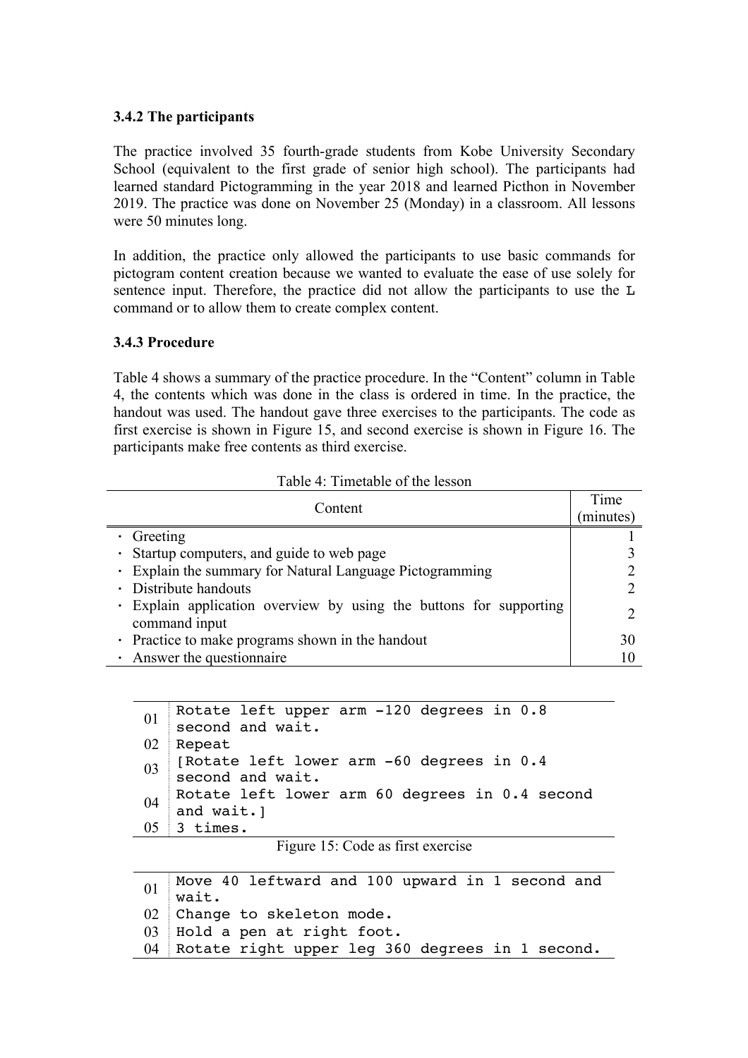### 3.4.2 The participants

The practice involved 35 fourth-grade students from Kobe University Secondary School (equivalent to the first grade of senior high school). The participants had learned standard Pictogramming in the year 2018 and learned Picthon in November 2019. The practice was done on November 25 (Monday) in a classroom. All lessons were 50 minutes long.

In addition, the practice only allowed the participants to use basic commands for pictogram content creation because we wanted to evaluate the ease of use solely for sentence input. Therefore, the practice did not allow the participants to use the `L` command or to allow them to create complex content.

### 3.4.3 Procedure

Table 4 shows a summary of the practice procedure. In the "Content" column in Table 4, the contents which was done in the class is ordered in time. In the practice, the handout was used. The handout gave three exercises to the participants. The code as first exercise is shown in Figure 15, and second exercise is shown in Figure 16. The participants make free contents as third exercise.

Table 4: Timetable of the lesson

| Content | Time (minutes) |
|---|---|
| · Greeting | 1 |
| · Startup computers, and guide to web page | 3 |
| · Explain the summary for Natural Language Pictogramming | 2 |
| · Distribute handouts | 2 |
| · Explain application overview by using the buttons for supporting command input | 2 |
| · Practice to make programs shown in the handout | 30 |
| · Answer the questionnaire | 10 |

```
01 Rotate left upper arm -120 degrees in 0.8
   second and wait.
02 Repeat
03 [Rotate left lower arm -60 degrees in 0.4
   second and wait.
04 Rotate left lower arm 60 degrees in 0.4 second
   and wait.]
05 3 times.
```

Figure 15: Code as first exercise

```
01 Move 40 leftward and 100 upward in 1 second and
   wait.
02 Change to skeleton mode.
03 Hold a pen at right foot.
04 Rotate right upper leg 360 degrees in 1 second.
```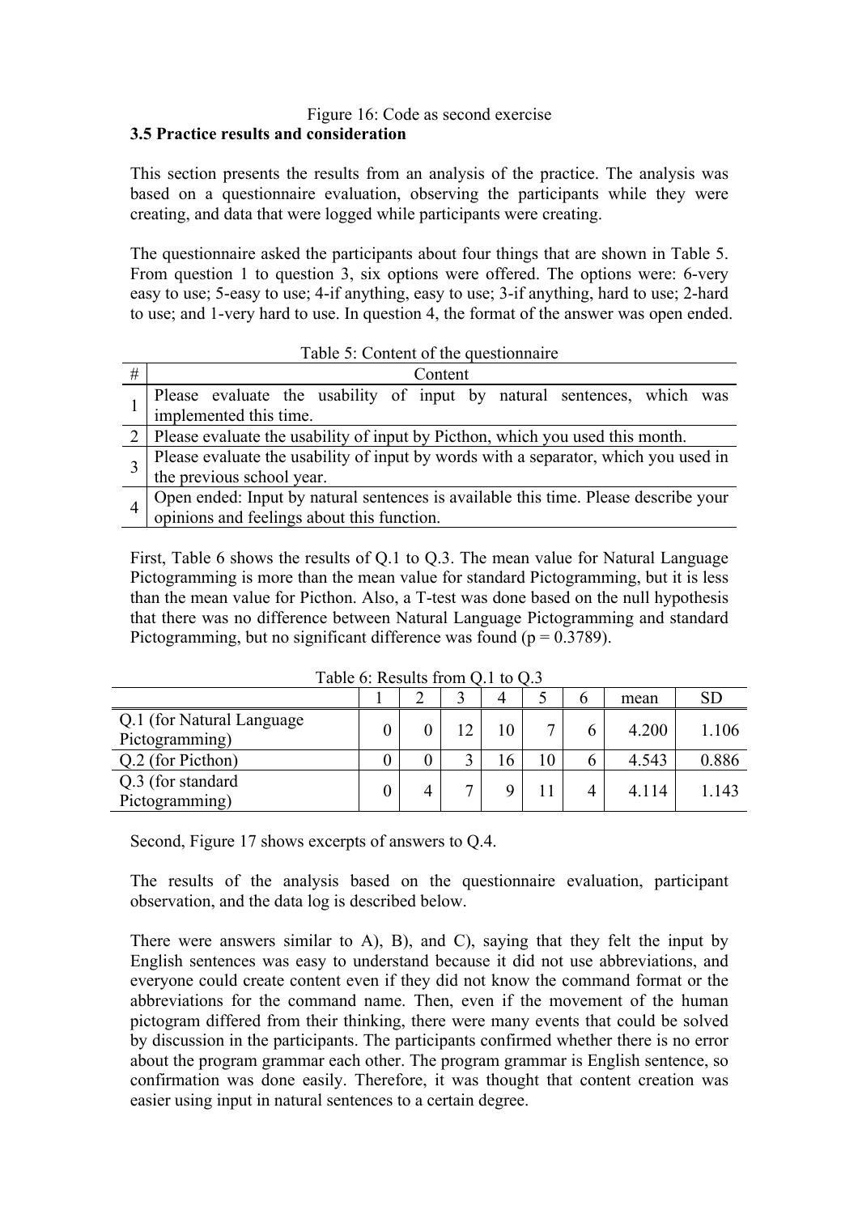Figure 16: Code as second exercise

### 3.5 Practice results and consideration

This section presents the results from an analysis of the practice. The analysis was based on a questionnaire evaluation, observing the participants while they were creating, and data that were logged while participants were creating.

The questionnaire asked the participants about four things that are shown in Table 5. From question 1 to question 3, six options were offered. The options were: 6-very easy to use; 5-easy to use; 4-if anything, easy to use; 3-if anything, hard to use; 2-hard to use; and 1-very hard to use. In question 4, the format of the answer was open ended.

Table 5: Content of the questionnaire

| # | Content |
|---|---|
| 1 | Please evaluate the usability of input by natural sentences, which was implemented this time. |
| 2 | Please evaluate the usability of input by Picthon, which you used this month. |
| 3 | Please evaluate the usability of input by words with a separator, which you used in the previous school year. |
| 4 | Open ended: Input by natural sentences is available this time. Please describe your opinions and feelings about this function. |

First, Table 6 shows the results of Q.1 to Q.3. The mean value for Natural Language Pictogramming is more than the mean value for standard Pictogramming, but it is less than the mean value for Picthon. Also, a T-test was done based on the null hypothesis that there was no difference between Natural Language Pictogramming and standard Pictogramming, but no significant difference was found ($p = 0.3789$).

Table 6: Results from Q.1 to Q.3

| | 1 | 2 | 3 | 4 | 5 | 6 | mean | SD |
|---|---|---|---|---|---|---|---|---|
| Q.1 (for Natural Language Pictogramming) | 0 | 0 | 12 | 10 | 7 | 6 | 4.200 | 1.106 |
| Q.2 (for Picthon) | 0 | 0 | 3 | 16 | 10 | 6 | 4.543 | 0.886 |
| Q.3 (for standard Pictogramming) | 0 | 4 | 7 | 9 | 11 | 4 | 4.114 | 1.143 |

Second, Figure 17 shows excerpts of answers to Q.4.

The results of the analysis based on the questionnaire evaluation, participant observation, and the data log is described below.

There were answers similar to A), B), and C), saying that they felt the input by English sentences was easy to understand because it did not use abbreviations, and everyone could create content even if they did not know the command format or the abbreviations for the command name. Then, even if the movement of the human pictogram differed from their thinking, there were many events that could be solved by discussion in the participants. The participants confirmed whether there is no error about the program grammar each other. The program grammar is English sentence, so confirmation was done easily. Therefore, it was thought that content creation was easier using input in natural sentences to a certain degree.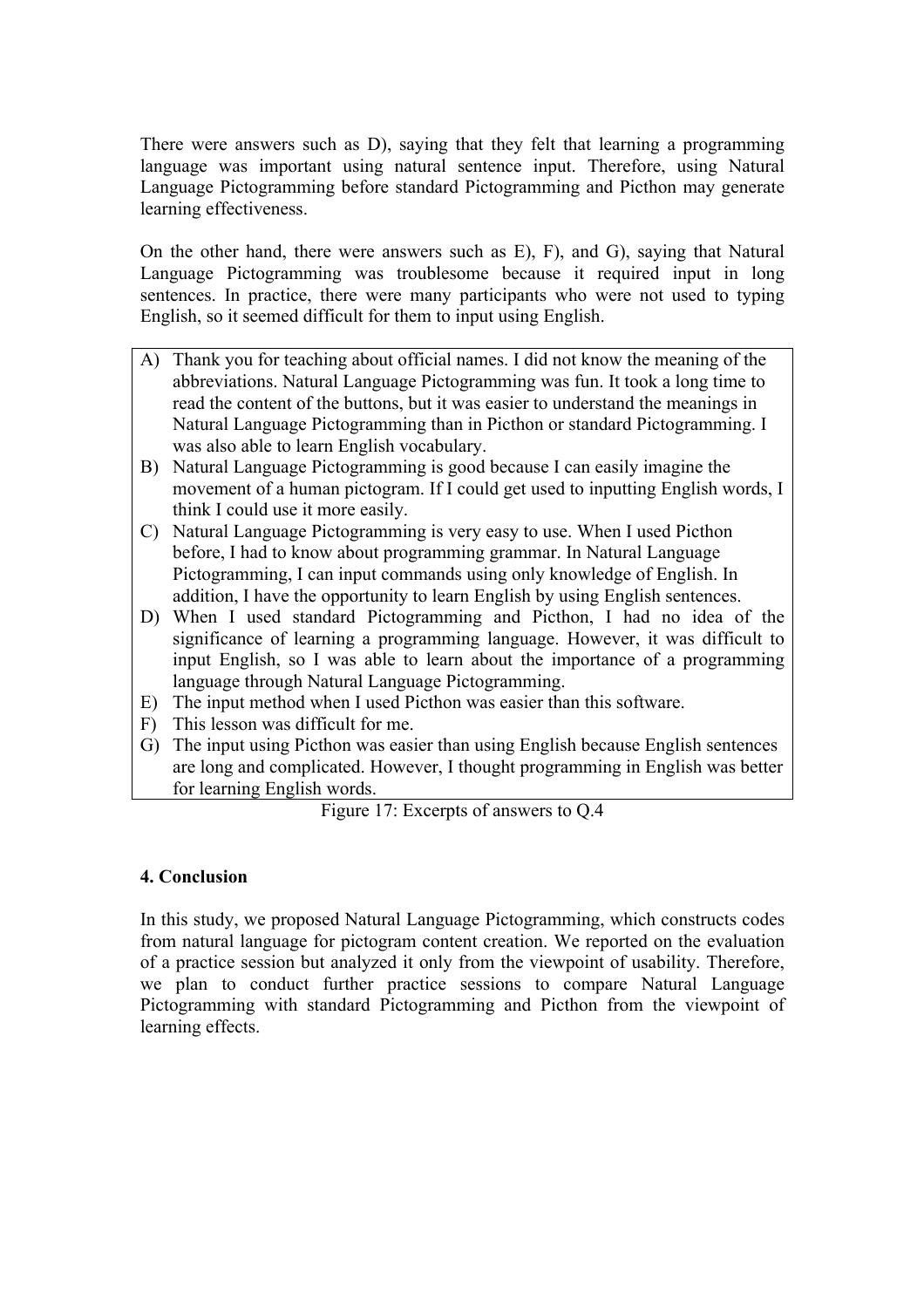There were answers such as D), saying that they felt that learning a programming language was important using natural sentence input. Therefore, using Natural Language Pictogramming before standard Pictogramming and Picthon may generate learning effectiveness.

On the other hand, there were answers such as E), F), and G), saying that Natural Language Pictogramming was troublesome because it required input in long sentences. In practice, there were many participants who were not used to typing English, so it seemed difficult for them to input using English.

A) Thank you for teaching about official names. I did not know the meaning of the abbreviations. Natural Language Pictogramming was fun. It took a long time to read the content of the buttons, but it was easier to understand the meanings in Natural Language Pictogramming than in Picthon or standard Pictogramming. I was also able to learn English vocabulary.
B) Natural Language Pictogramming is good because I can easily imagine the movement of a human pictogram. If I could get used to inputting English words, I think I could use it more easily.
C) Natural Language Pictogramming is very easy to use. When I used Picthon before, I had to know about programming grammar. In Natural Language Pictogramming, I can input commands using only knowledge of English. In addition, I have the opportunity to learn English by using English sentences.
D) When I used standard Pictogramming and Picthon, I had no idea of the significance of learning a programming language. However, it was difficult to input English, so I was able to learn about the importance of a programming language through Natural Language Pictogramming.
E) The input method when I used Picthon was easier than this software.
F) This lesson was difficult for me.
G) The input using Picthon was easier than using English because English sentences are long and complicated. However, I thought programming in English was better for learning English words.

Figure 17: Excerpts of answers to Q.4

## 4. Conclusion

In this study, we proposed Natural Language Pictogramming, which constructs codes from natural language for pictogram content creation. We reported on the evaluation of a practice session but analyzed it only from the viewpoint of usability. Therefore, we plan to conduct further practice sessions to compare Natural Language Pictogramming with standard Pictogramming and Picthon from the viewpoint of learning effects.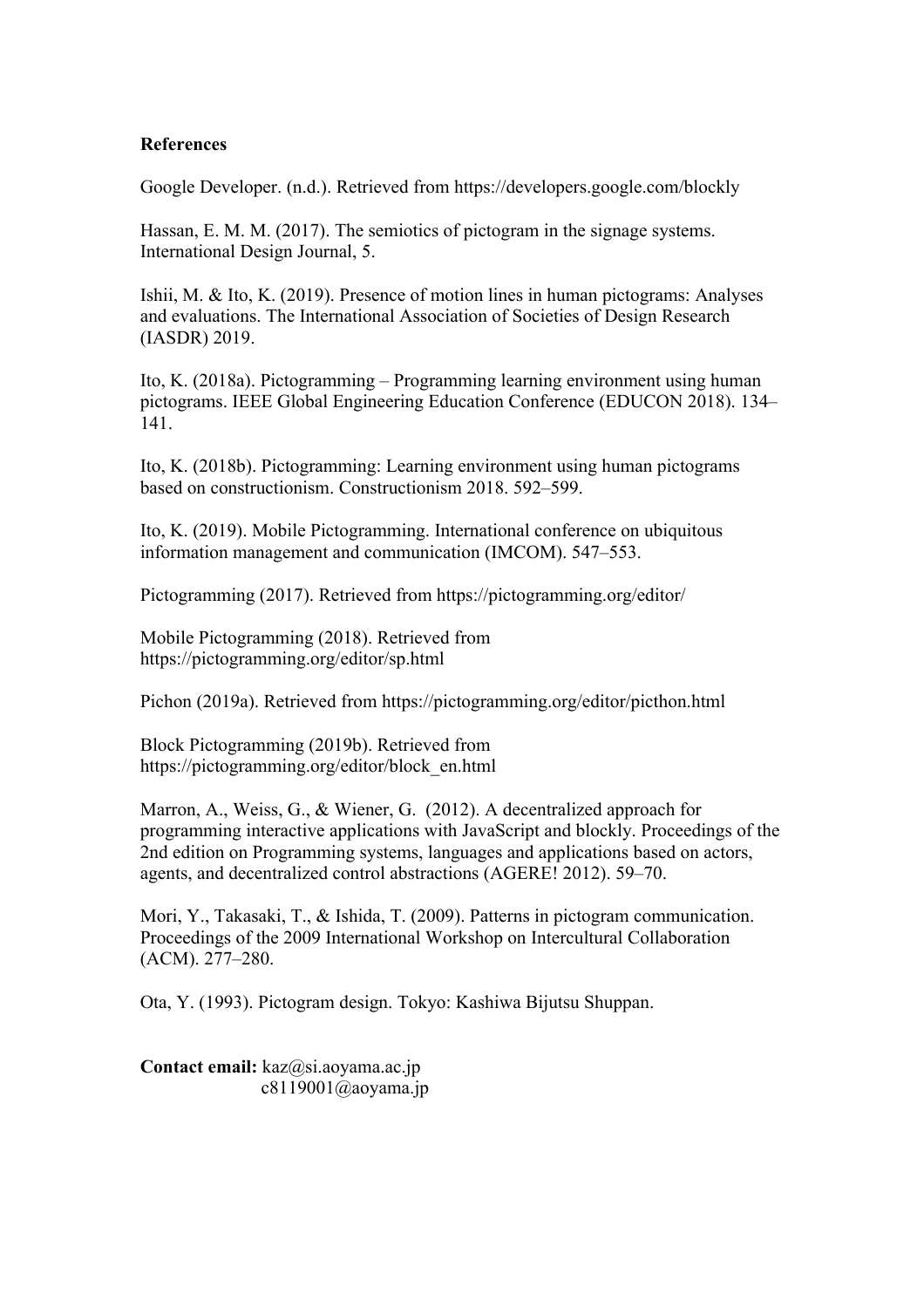**References**

Google Developer. (n.d.). Retrieved from https://developers.google.com/blockly

Hassan, E. M. M. (2017). The semiotics of pictogram in the signage systems. International Design Journal, 5.

Ishii, M. & Ito, K. (2019). Presence of motion lines in human pictograms: Analyses and evaluations. The International Association of Societies of Design Research (IASDR) 2019.

Ito, K. (2018a). Pictogramming – Programming learning environment using human pictograms. IEEE Global Engineering Education Conference (EDUCON 2018). 134–141.

Ito, K. (2018b). Pictogramming: Learning environment using human pictograms based on constructionism. Constructionism 2018. 592–599.

Ito, K. (2019). Mobile Pictogramming. International conference on ubiquitous information management and communication (IMCOM). 547–553.

Pictogramming (2017). Retrieved from https://pictogramming.org/editor/

Mobile Pictogramming (2018). Retrieved from https://pictogramming.org/editor/sp.html

Pichon (2019a). Retrieved from https://pictogramming.org/editor/picthon.html

Block Pictogramming (2019b). Retrieved from https://pictogramming.org/editor/block_en.html

Marron, A., Weiss, G., & Wiener, G. (2012). A decentralized approach for programming interactive applications with JavaScript and blockly. Proceedings of the 2nd edition on Programming systems, languages and applications based on actors, agents, and decentralized control abstractions (AGERE! 2012). 59–70.

Mori, Y., Takasaki, T., & Ishida, T. (2009). Patterns in pictogram communication. Proceedings of the 2009 International Workshop on Intercultural Collaboration (ACM). 277–280.

Ota, Y. (1993). Pictogram design. Tokyo: Kashiwa Bijutsu Shuppan.

**Contact email:** kaz@si.aoyama.ac.jp
c8119001@aoyama.jp